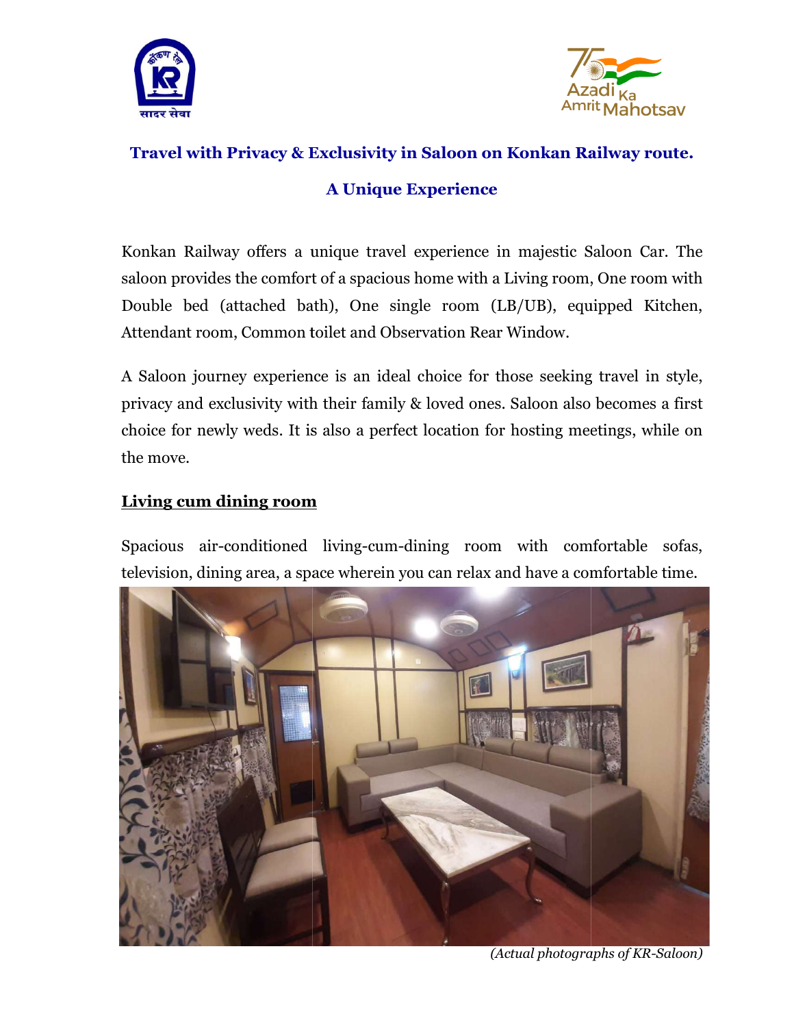**Travel with Privacy & Exclusivity in Saloon on Konkan Railway route.**

**A Unique Experience**

Konkan Railway offers a unique travel experience in majestic Saloon Car. The saloon provides the comfort of a spacious home with a Living room, One room with Double bed (attached bath), One single room (LB/UB), equipped Kitchen, Attendant room, Common toilet and Observation Rear Window.

A Saloon journey experience is an ideal choice for those seeking travel in style, privacy and exclusivity with their family & loved ones. Saloon also becomes a first choice for newly weds. It is also a perfect location for hosting meetings, while on the move.

## Living cum dining room

Spacious air-conditioned living-cum-dining room with comfortable sofas, television, dining area, a space wherein you can relax and have a comfortable time.

*(Actual photographs of KR-Saloon)*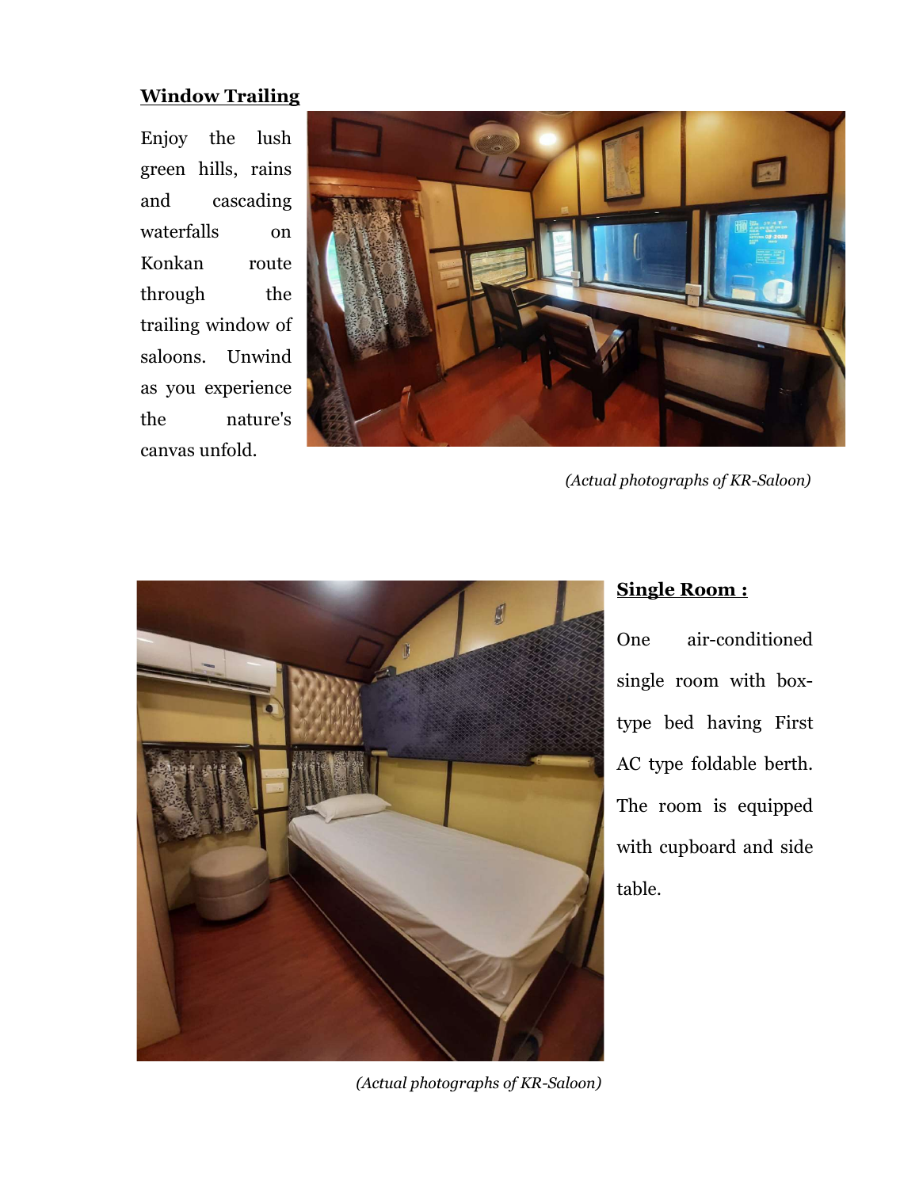**Window Trailing**

Enjoy the lush green hills, rains and cascading waterfalls on Konkan route through the trailing window of saloons. Unwind as you experience the nature's canvas unfold.

*(Actual photographs of KR-Saloon)*

**Single Room :**

One air-conditioned single room with box-type bed having First AC type foldable berth. The room is equipped with cupboard and side table.

*(Actual photographs of KR-Saloon)*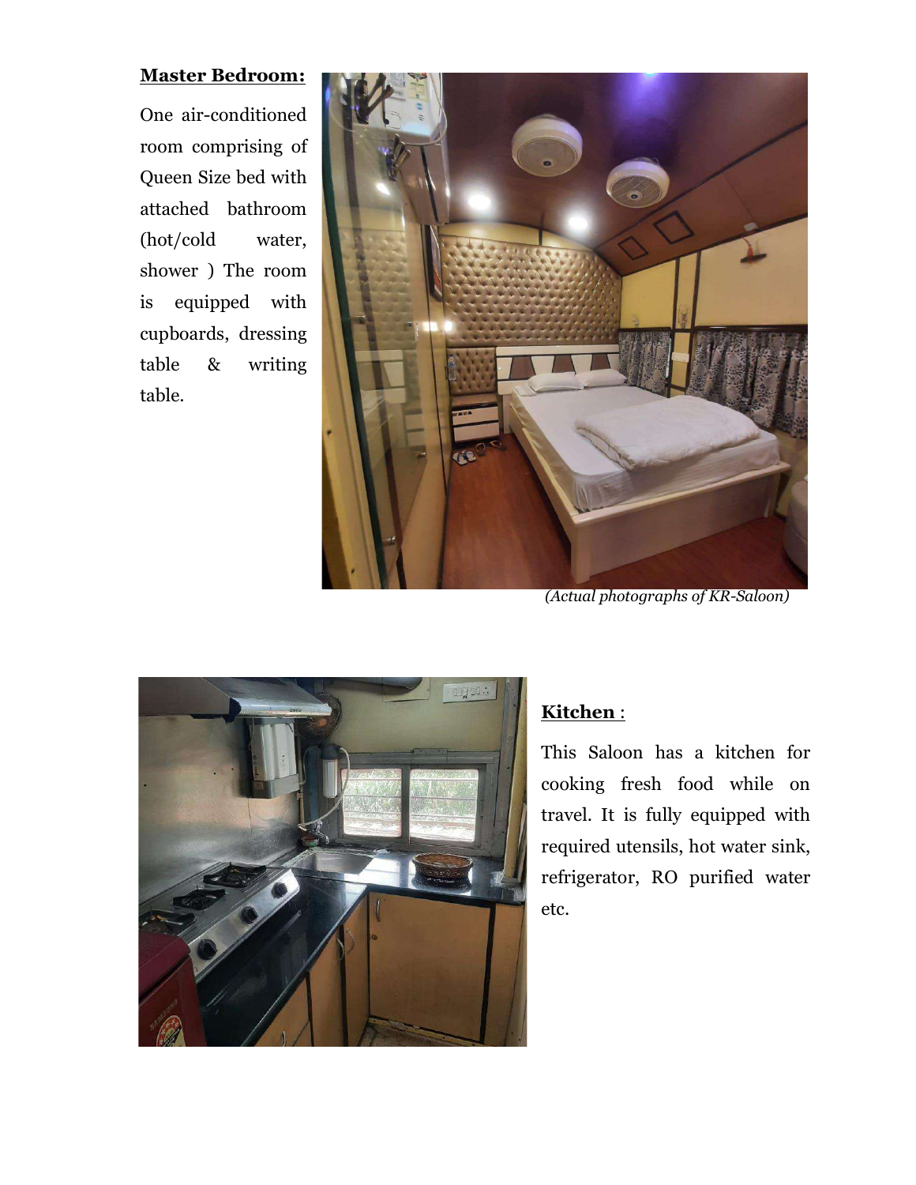**Master Bedroom:**

One air-conditioned room comprising of Queen Size bed with attached bathroom (hot/cold water, shower ) The room is equipped with cupboards, dressing table & writing table.

*(Actual photographs of KR-Saloon)*

**Kitchen** :

This Saloon has a kitchen for cooking fresh food while on travel. It is fully equipped with required utensils, hot water sink, refrigerator, RO purified water etc.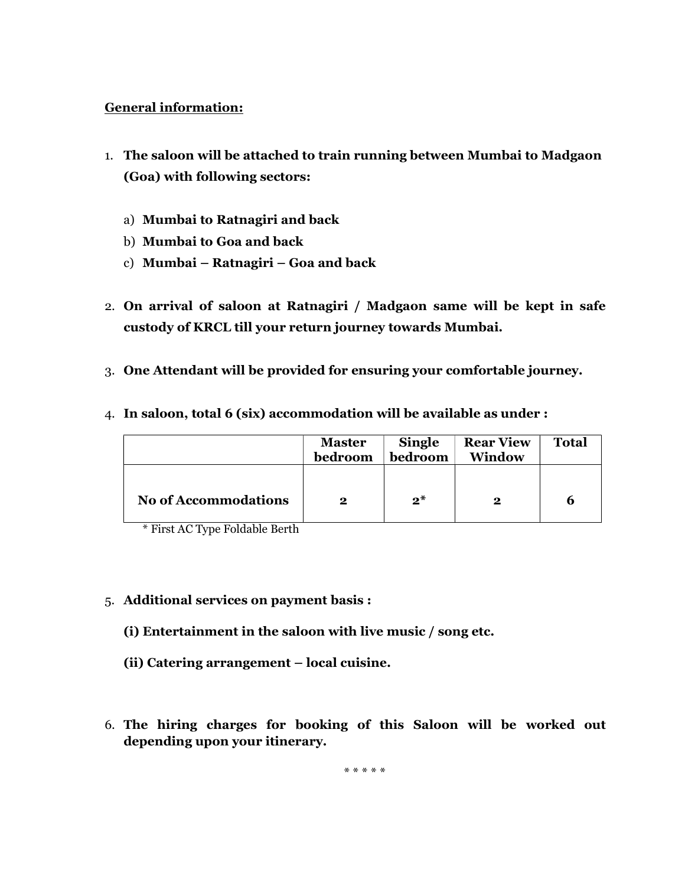<u>**General information:**</u>

1. **The saloon will be attached to train running between Mumbai to Madgaon (Goa) with following sectors:**

   a) **Mumbai to Ratnagiri and back**
   
   b) **Mumbai to Goa and back**
   
   c) **Mumbai – Ratnagiri – Goa and back**

2. **On arrival of saloon at Ratnagiri / Madgaon same will be kept in safe custody of KRCL till your return journey towards Mumbai.**

3. **One Attendant will be provided for ensuring your comfortable journey.**

4. **In saloon, total 6 (six) accommodation will be available as under :**

| | Master bedroom | Single bedroom | Rear View Window | Total |
|---|---|---|---|---|
| **No of Accommodations** | **2** | **2*** | **2** | **6** |

\* First AC Type Foldable Berth

5. **Additional services on payment basis :**

   **(i) Entertainment in the saloon with live music / song etc.**

   **(ii) Catering arrangement – local cuisine.**

6. **The hiring charges for booking of this Saloon will be worked out depending upon your itinerary.**

\* \* \* \* \*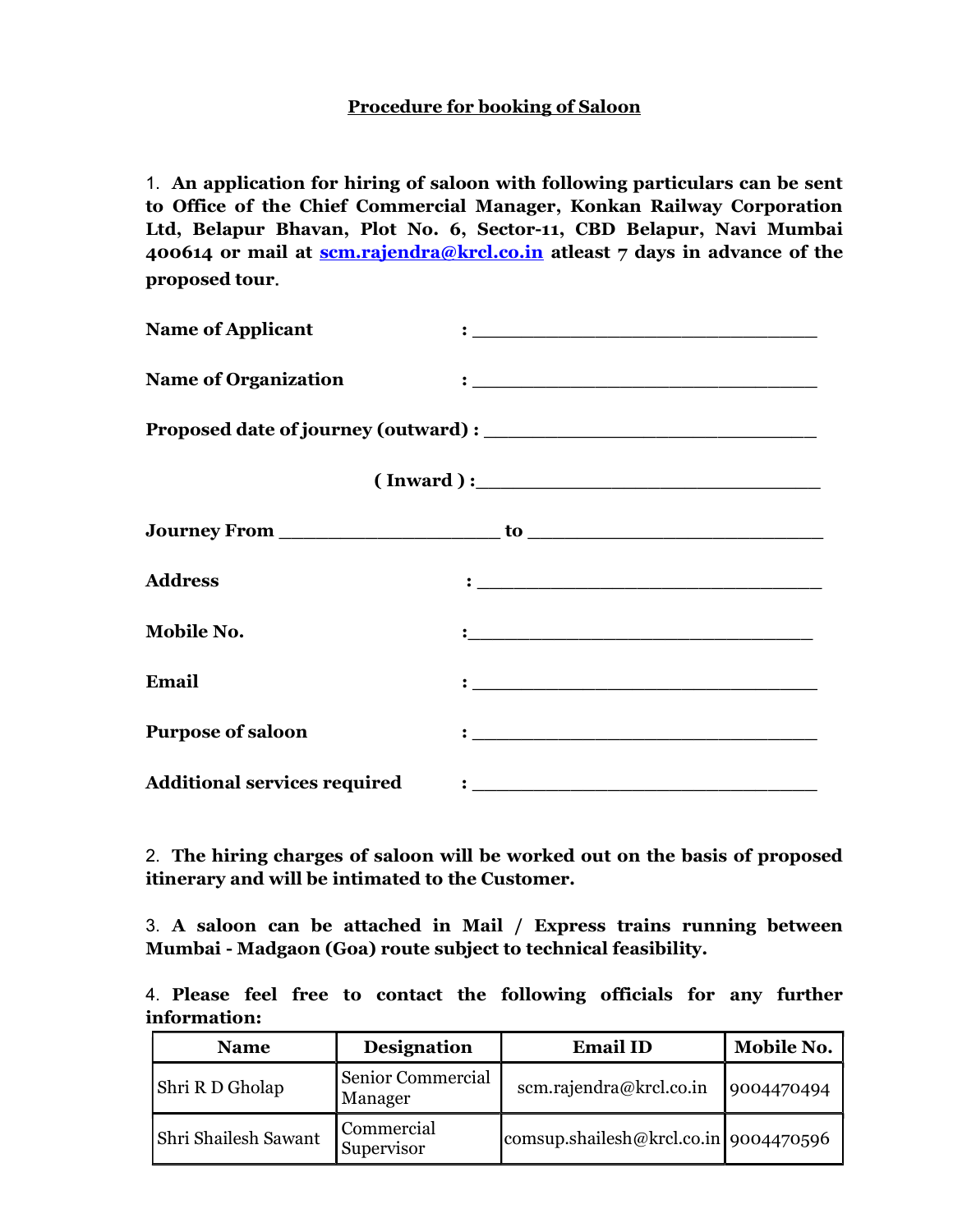## Procedure for booking of Saloon

1. **An application for hiring of saloon with following particulars can be sent to Office of the Chief Commercial Manager, Konkan Railway Corporation Ltd, Belapur Bhavan, Plot No. 6, Sector-11, CBD Belapur, Navi Mumbai 400614 or mail at scm.rajendra@krcl.co.in atleast 7 days in advance of the proposed tour.**

**Name of Applicant** : ______________________________

**Name of Organization** : ______________________________

**Proposed date of journey (outward) :** ______________________________

**( Inward ) :** ______________________________

**Journey From** ____________________ **to** ____________________

**Address** : ______________________________

**Mobile No.** : ______________________________

**Email** : ______________________________

**Purpose of saloon** : ______________________________

**Additional services required** : ______________________________

2. **The hiring charges of saloon will be worked out on the basis of proposed itinerary and will be intimated to the Customer.**

3. **A saloon can be attached in Mail / Express trains running between Mumbai - Madgaon (Goa) route subject to technical feasibility.**

4. **Please feel free to contact the following officials for any further information:**

| Name | Designation | Email ID | Mobile No. |
|---|---|---|---|
| Shri R D Gholap | Senior Commercial Manager | scm.rajendra@krcl.co.in | 9004470494 |
| Shri Shailesh Sawant | Commercial Supervisor | comsup.shailesh@krcl.co.in | 9004470596 |